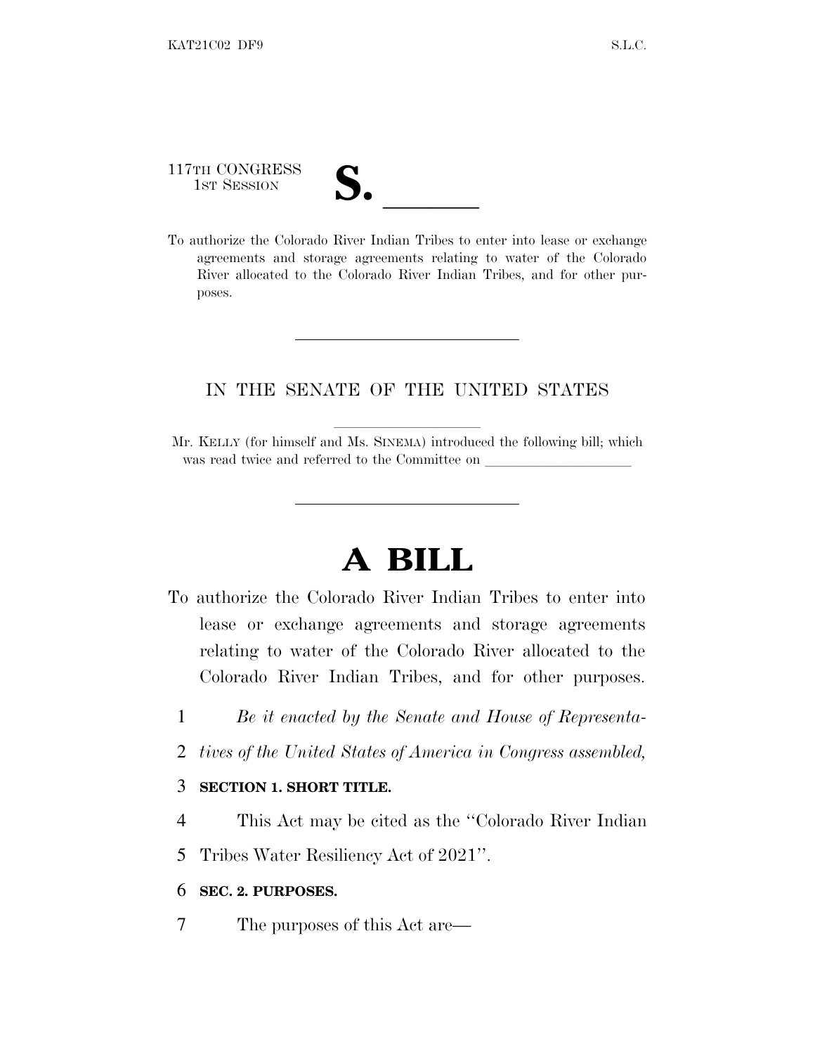117TH CONGRESS
1ST SESSION

# S. ______

To authorize the Colorado River Indian Tribes to enter into lease or exchange agreements and storage agreements relating to water of the Colorado River allocated to the Colorado River Indian Tribes, and for other purposes.

---

IN THE SENATE OF THE UNITED STATES

Mr. KELLY (for himself and Ms. SINEMA) introduced the following bill; which was read twice and referred to the Committee on ______________________

---

# A BILL

To authorize the Colorado River Indian Tribes to enter into lease or exchange agreements and storage agreements relating to water of the Colorado River allocated to the Colorado River Indian Tribes, and for other purposes.

1 *Be it enacted by the Senate and House of Representa-*
2 *tives of the United States of America in Congress assembled,*

3 **SECTION 1. SHORT TITLE.**

4 This Act may be cited as the ''Colorado River Indian
5 Tribes Water Resiliency Act of 2021''.

6 **SEC. 2. PURPOSES.**

7 The purposes of this Act are—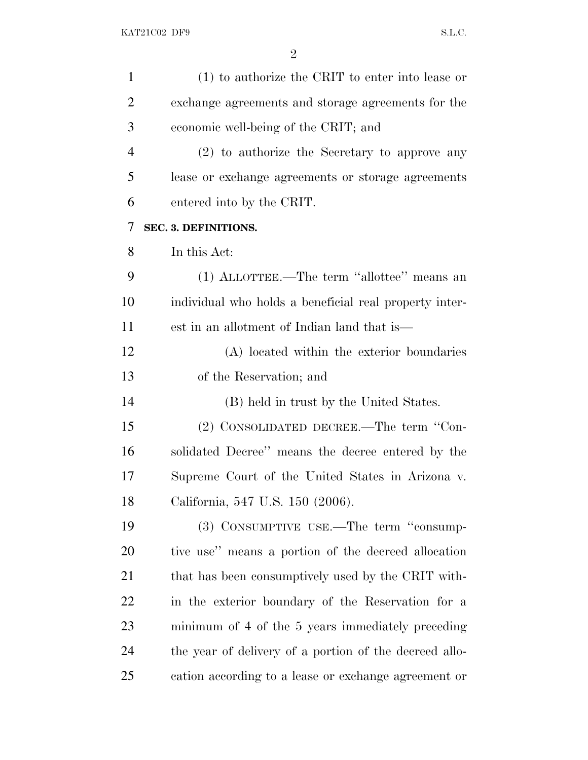(1) to authorize the CRIT to enter into lease or exchange agreements and storage agreements for the economic well-being of the CRIT; and

(2) to authorize the Secretary to approve any lease or exchange agreements or storage agreements entered into by the CRIT.

**SEC. 3. DEFINITIONS.**

In this Act:

(1) ALLOTTEE.—The term ''allottee'' means an individual who holds a beneficial real property interest in an allotment of Indian land that is—

(A) located within the exterior boundaries of the Reservation; and

(B) held in trust by the United States.

(2) CONSOLIDATED DECREE.—The term ''Consolidated Decree'' means the decree entered by the Supreme Court of the United States in Arizona v. California, 547 U.S. 150 (2006).

(3) CONSUMPTIVE USE.—The term ''consumptive use'' means a portion of the decreed allocation that has been consumptively used by the CRIT within the exterior boundary of the Reservation for a minimum of 4 of the 5 years immediately preceding the year of delivery of a portion of the decreed allocation according to a lease or exchange agreement or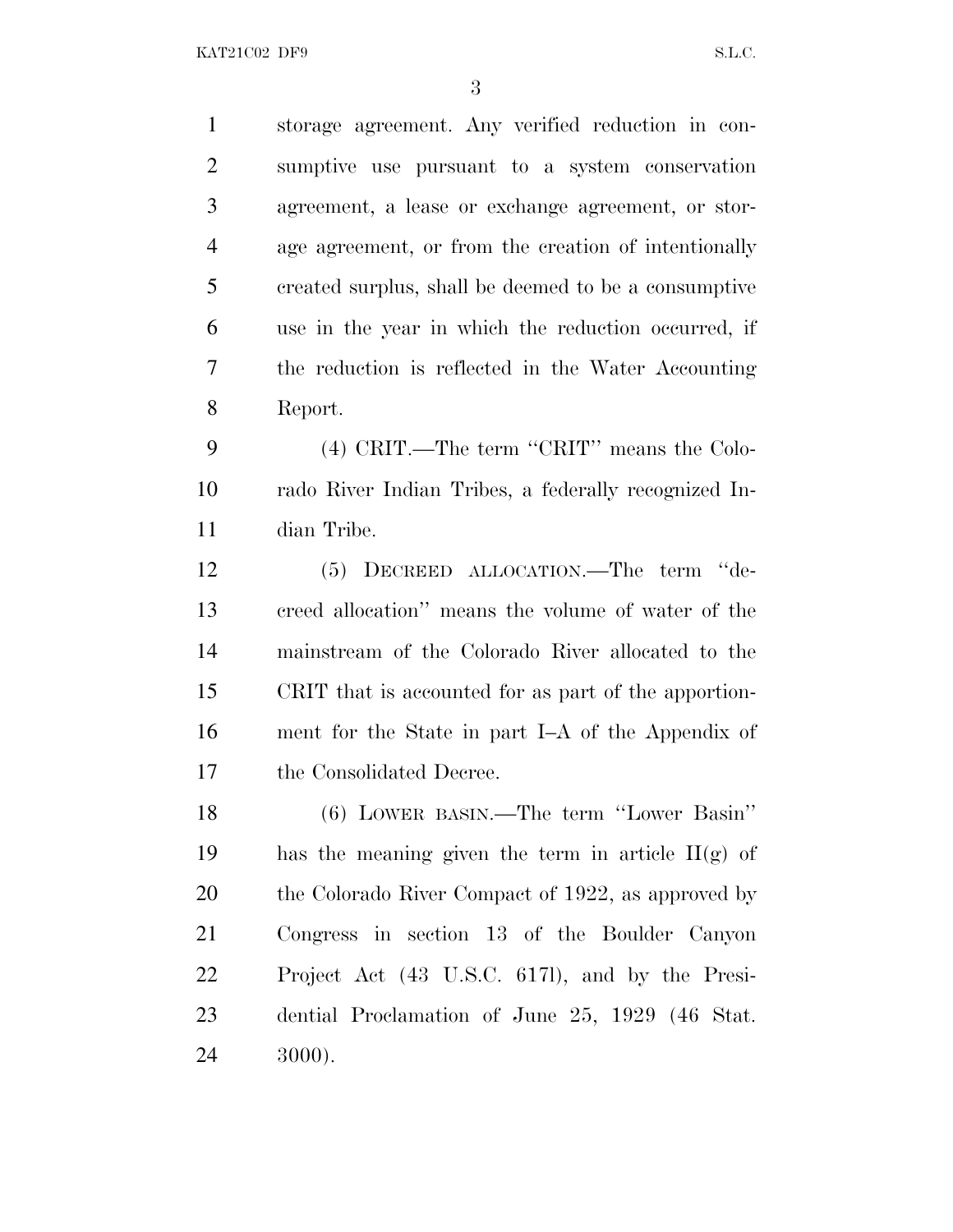storage agreement. Any verified reduction in consumptive use pursuant to a system conservation agreement, a lease or exchange agreement, or storage agreement, or from the creation of intentionally created surplus, shall be deemed to be a consumptive use in the year in which the reduction occurred, if the reduction is reflected in the Water Accounting Report.

(4) CRIT.—The term ''CRIT'' means the Colorado River Indian Tribes, a federally recognized Indian Tribe.

(5) DECREED ALLOCATION.—The term ''decreed allocation'' means the volume of water of the mainstream of the Colorado River allocated to the CRIT that is accounted for as part of the apportionment for the State in part I–A of the Appendix of the Consolidated Decree.

(6) LOWER BASIN.—The term ''Lower Basin'' has the meaning given the term in article II(g) of the Colorado River Compact of 1922, as approved by Congress in section 13 of the Boulder Canyon Project Act (43 U.S.C. 617l), and by the Presidential Proclamation of June 25, 1929 (46 Stat. 3000).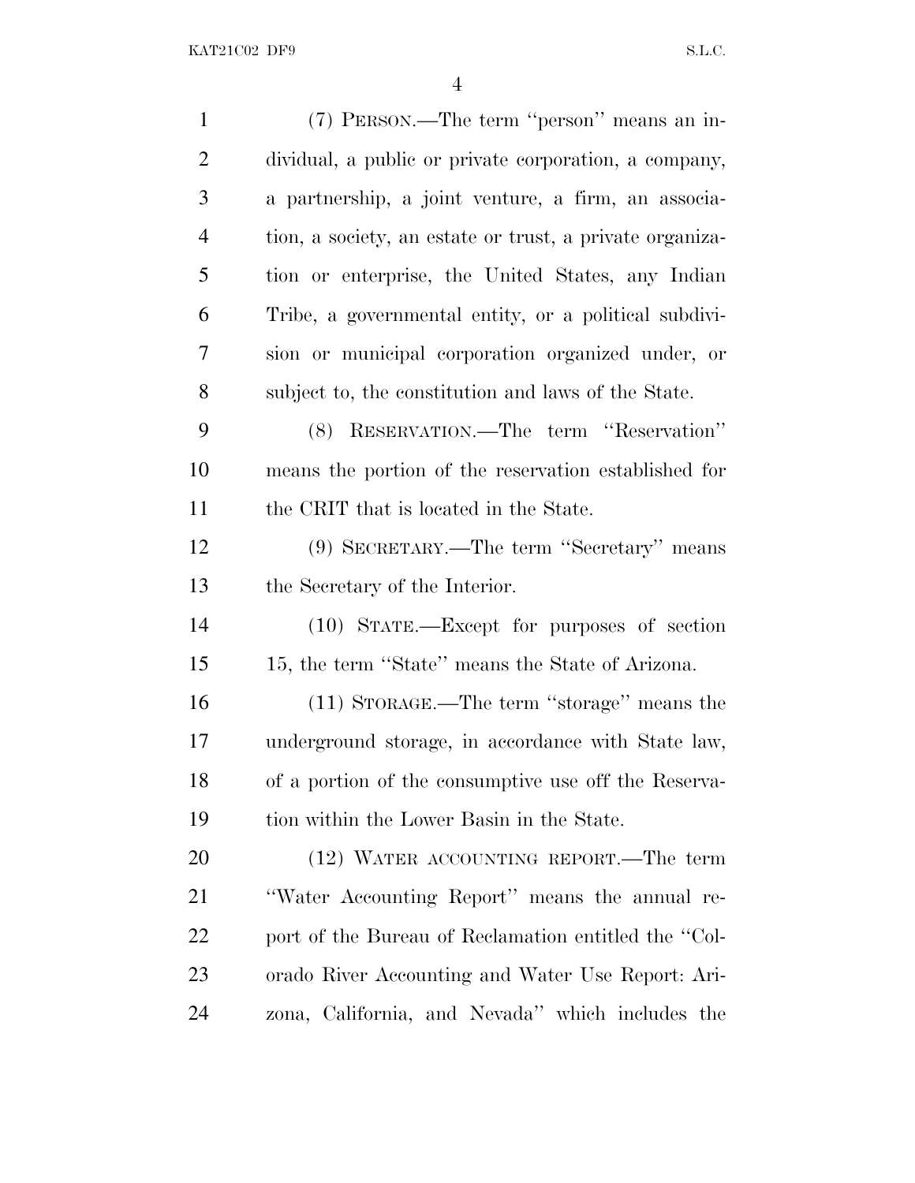(7) PERSON.—The term ''person'' means an individual, a public or private corporation, a company, a partnership, a joint venture, a firm, an association, a society, an estate or trust, a private organization or enterprise, the United States, any Indian Tribe, a governmental entity, or a political subdivision or municipal corporation organized under, or subject to, the constitution and laws of the State.

(8) RESERVATION.—The term ''Reservation'' means the portion of the reservation established for the CRIT that is located in the State.

(9) SECRETARY.—The term ''Secretary'' means the Secretary of the Interior.

(10) STATE.—Except for purposes of section 15, the term ''State'' means the State of Arizona.

(11) STORAGE.—The term ''storage'' means the underground storage, in accordance with State law, of a portion of the consumptive use off the Reservation within the Lower Basin in the State.

(12) WATER ACCOUNTING REPORT.—The term ''Water Accounting Report'' means the annual report of the Bureau of Reclamation entitled the ''Colorado River Accounting and Water Use Report: Arizona, California, and Nevada'' which includes the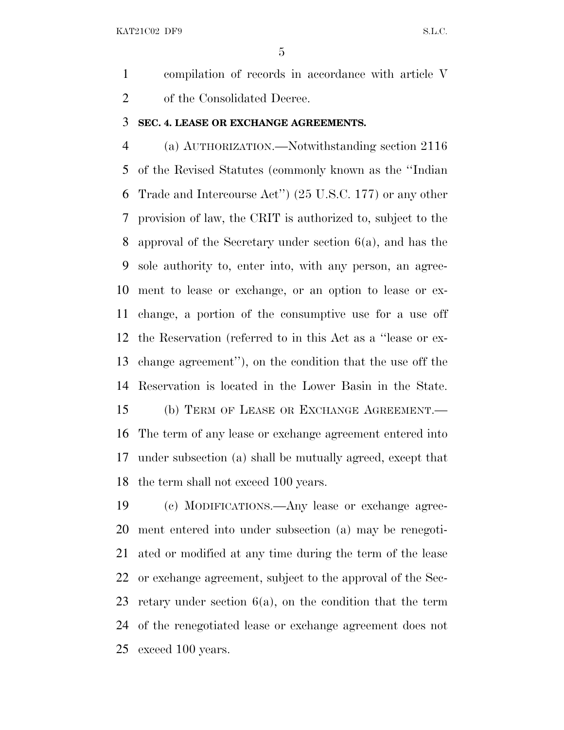compilation of records in accordance with article V of the Consolidated Decree.

**SEC. 4. LEASE OR EXCHANGE AGREEMENTS.**

(a) AUTHORIZATION.—Notwithstanding section 2116 of the Revised Statutes (commonly known as the ''Indian Trade and Intercourse Act'') (25 U.S.C. 177) or any other provision of law, the CRIT is authorized to, subject to the approval of the Secretary under section 6(a), and has the sole authority to, enter into, with any person, an agreement to lease or exchange, or an option to lease or exchange, a portion of the consumptive use for a use off the Reservation (referred to in this Act as a ''lease or exchange agreement''), on the condition that the use off the Reservation is located in the Lower Basin in the State.

(b) TERM OF LEASE OR EXCHANGE AGREEMENT.—The term of any lease or exchange agreement entered into under subsection (a) shall be mutually agreed, except that the term shall not exceed 100 years.

(c) MODIFICATIONS.—Any lease or exchange agreement entered into under subsection (a) may be renegotiated or modified at any time during the term of the lease or exchange agreement, subject to the approval of the Secretary under section 6(a), on the condition that the term of the renegotiated lease or exchange agreement does not exceed 100 years.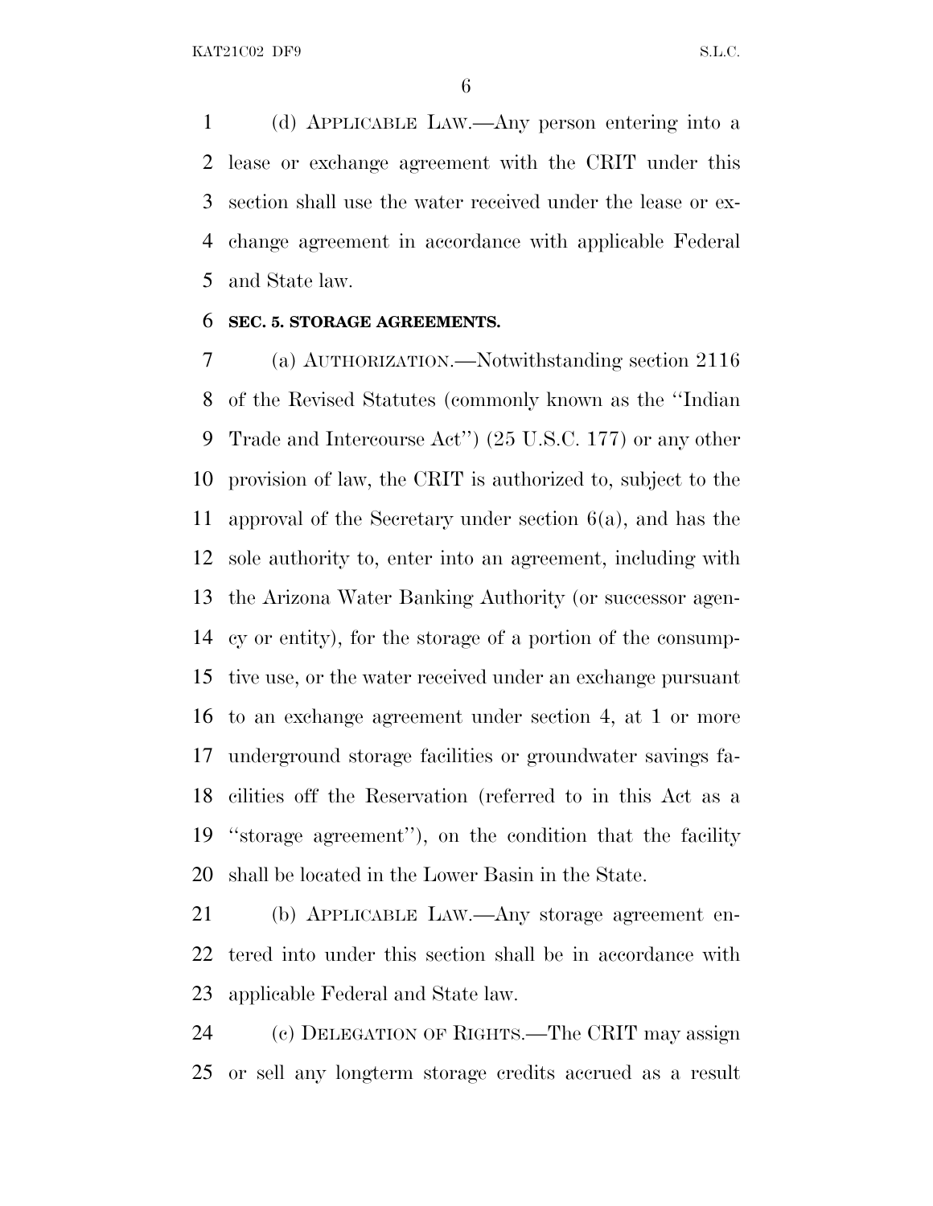(d) APPLICABLE LAW.—Any person entering into a lease or exchange agreement with the CRIT under this section shall use the water received under the lease or exchange agreement in accordance with applicable Federal and State law.

**SEC. 5. STORAGE AGREEMENTS.**

(a) AUTHORIZATION.—Notwithstanding section 2116 of the Revised Statutes (commonly known as the ''Indian Trade and Intercourse Act'') (25 U.S.C. 177) or any other provision of law, the CRIT is authorized to, subject to the approval of the Secretary under section 6(a), and has the sole authority to, enter into an agreement, including with the Arizona Water Banking Authority (or successor agency or entity), for the storage of a portion of the consumptive use, or the water received under an exchange pursuant to an exchange agreement under section 4, at 1 or more underground storage facilities or groundwater savings facilities off the Reservation (referred to in this Act as a ''storage agreement''), on the condition that the facility shall be located in the Lower Basin in the State.

(b) APPLICABLE LAW.—Any storage agreement entered into under this section shall be in accordance with applicable Federal and State law.

(c) DELEGATION OF RIGHTS.—The CRIT may assign or sell any longterm storage credits accrued as a result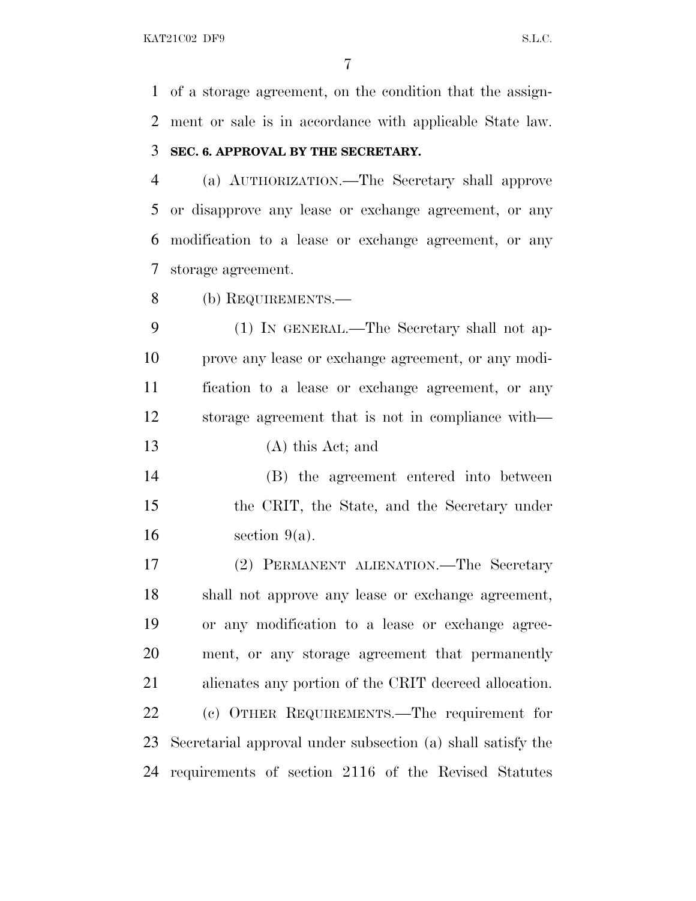of a storage agreement, on the condition that the assignment or sale is in accordance with applicable State law.

### SEC. 6. APPROVAL BY THE SECRETARY.

(a) AUTHORIZATION.—The Secretary shall approve or disapprove any lease or exchange agreement, or any modification to a lease or exchange agreement, or any storage agreement.

(b) REQUIREMENTS.—

(1) IN GENERAL.—The Secretary shall not approve any lease or exchange agreement, or any modification to a lease or exchange agreement, or any storage agreement that is not in compliance with—

(A) this Act; and

(B) the agreement entered into between the CRIT, the State, and the Secretary under section 9(a).

(2) PERMANENT ALIENATION.—The Secretary shall not approve any lease or exchange agreement, or any modification to a lease or exchange agreement, or any storage agreement that permanently alienates any portion of the CRIT decreed allocation.

(c) OTHER REQUIREMENTS.—The requirement for Secretarial approval under subsection (a) shall satisfy the requirements of section 2116 of the Revised Statutes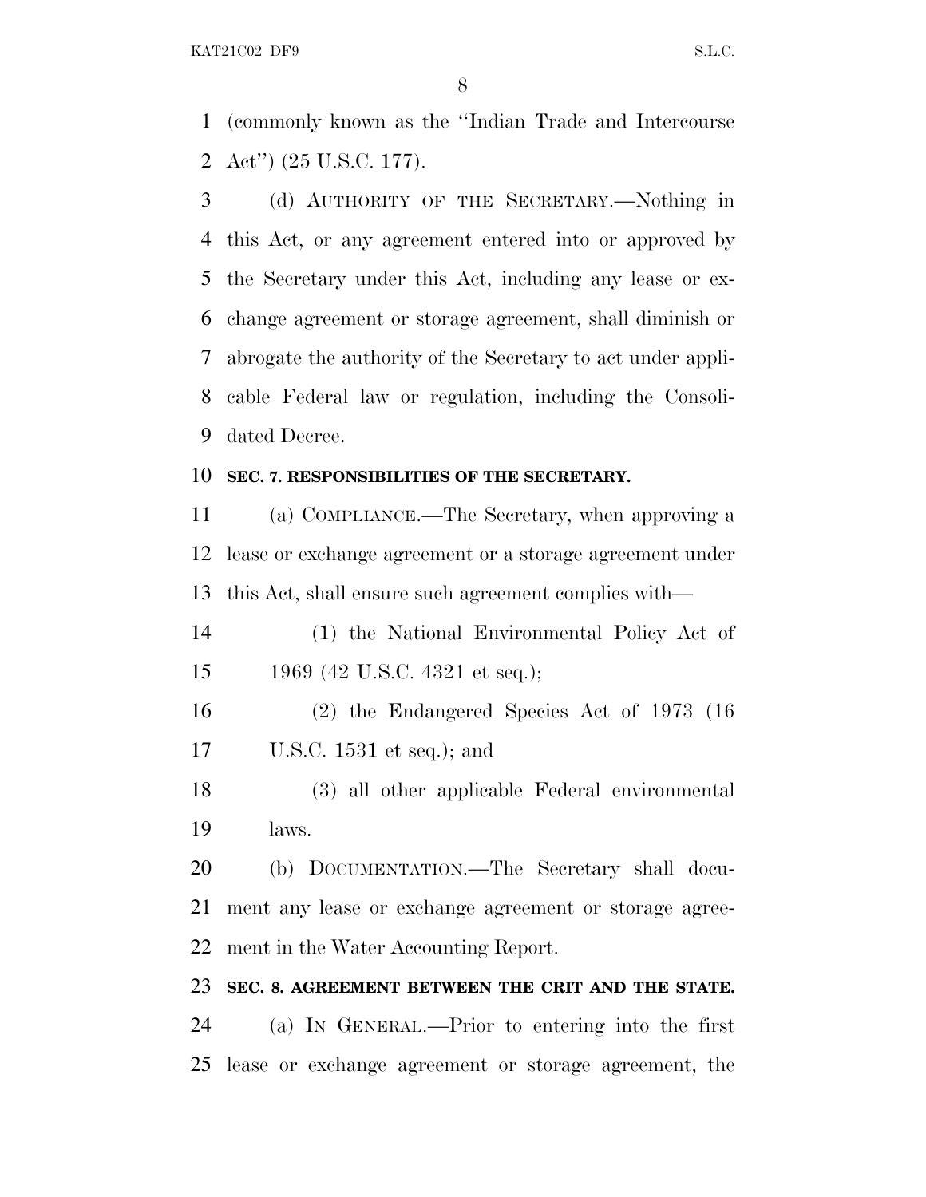(commonly known as the "Indian Trade and Intercourse Act") (25 U.S.C. 177).

(d) AUTHORITY OF THE SECRETARY.—Nothing in this Act, or any agreement entered into or approved by the Secretary under this Act, including any lease or exchange agreement or storage agreement, shall diminish or abrogate the authority of the Secretary to act under applicable Federal law or regulation, including the Consolidated Decree.

**SEC. 7. RESPONSIBILITIES OF THE SECRETARY.**

(a) COMPLIANCE.—The Secretary, when approving a lease or exchange agreement or a storage agreement under this Act, shall ensure such agreement complies with—

(1) the National Environmental Policy Act of 1969 (42 U.S.C. 4321 et seq.);

(2) the Endangered Species Act of 1973 (16 U.S.C. 1531 et seq.); and

(3) all other applicable Federal environmental laws.

(b) DOCUMENTATION.—The Secretary shall document any lease or exchange agreement or storage agreement in the Water Accounting Report.

**SEC. 8. AGREEMENT BETWEEN THE CRIT AND THE STATE.**

(a) IN GENERAL.—Prior to entering into the first lease or exchange agreement or storage agreement, the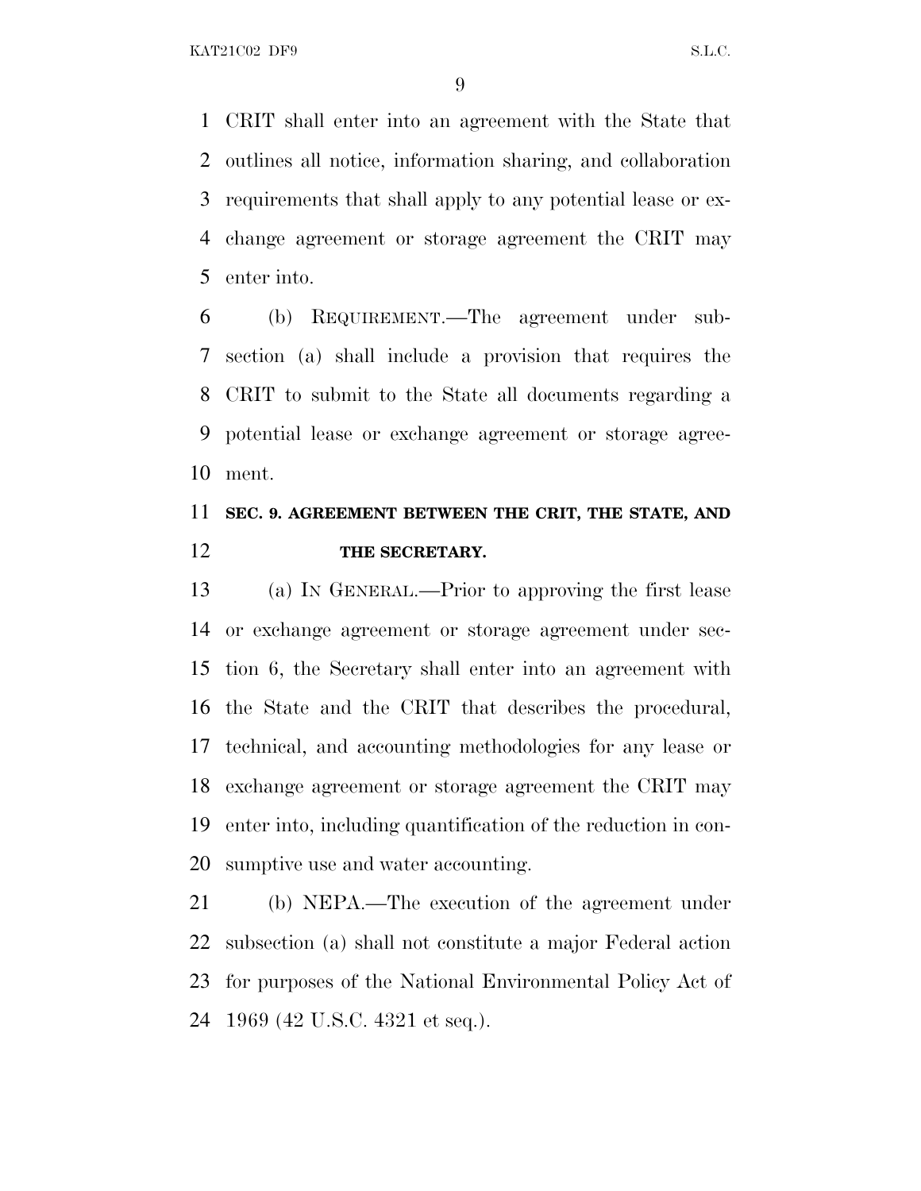CRIT shall enter into an agreement with the State that outlines all notice, information sharing, and collaboration requirements that shall apply to any potential lease or exchange agreement or storage agreement the CRIT may enter into.

(b) REQUIREMENT.—The agreement under subsection (a) shall include a provision that requires the CRIT to submit to the State all documents regarding a potential lease or exchange agreement or storage agreement.

## SEC. 9. AGREEMENT BETWEEN THE CRIT, THE STATE, AND THE SECRETARY.

(a) IN GENERAL.—Prior to approving the first lease or exchange agreement or storage agreement under section 6, the Secretary shall enter into an agreement with the State and the CRIT that describes the procedural, technical, and accounting methodologies for any lease or exchange agreement or storage agreement the CRIT may enter into, including quantification of the reduction in consumptive use and water accounting.

(b) NEPA.—The execution of the agreement under subsection (a) shall not constitute a major Federal action for purposes of the National Environmental Policy Act of 1969 (42 U.S.C. 4321 et seq.).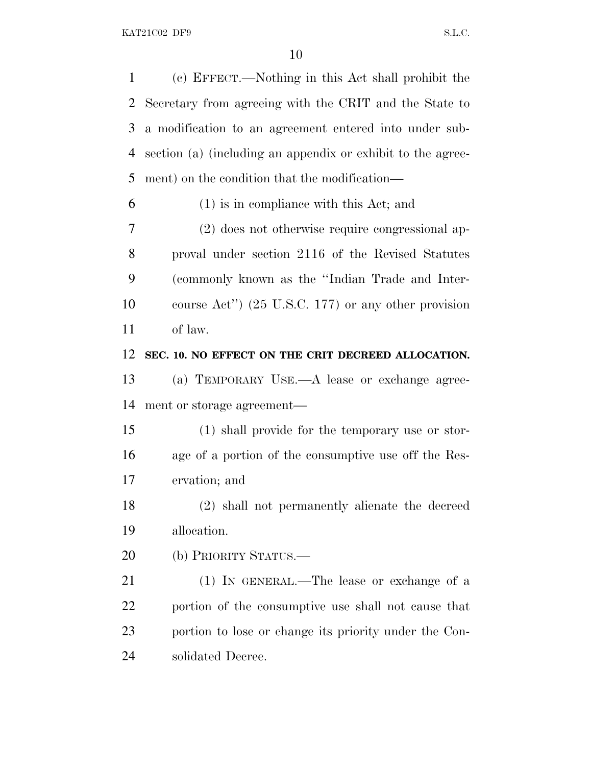(c) EFFECT.—Nothing in this Act shall prohibit the Secretary from agreeing with the CRIT and the State to a modification to an agreement entered into under subsection (a) (including an appendix or exhibit to the agreement) on the condition that the modification—

(1) is in compliance with this Act; and

(2) does not otherwise require congressional approval under section 2116 of the Revised Statutes (commonly known as the ''Indian Trade and Intercourse Act'') (25 U.S.C. 177) or any other provision of law.

## SEC. 10. NO EFFECT ON THE CRIT DECREED ALLOCATION.

(a) TEMPORARY USE.—A lease or exchange agreement or storage agreement—

(1) shall provide for the temporary use or storage of a portion of the consumptive use off the Reservation; and

(2) shall not permanently alienate the decreed allocation.

(b) PRIORITY STATUS.—

(1) IN GENERAL.—The lease or exchange of a portion of the consumptive use shall not cause that portion to lose or change its priority under the Consolidated Decree.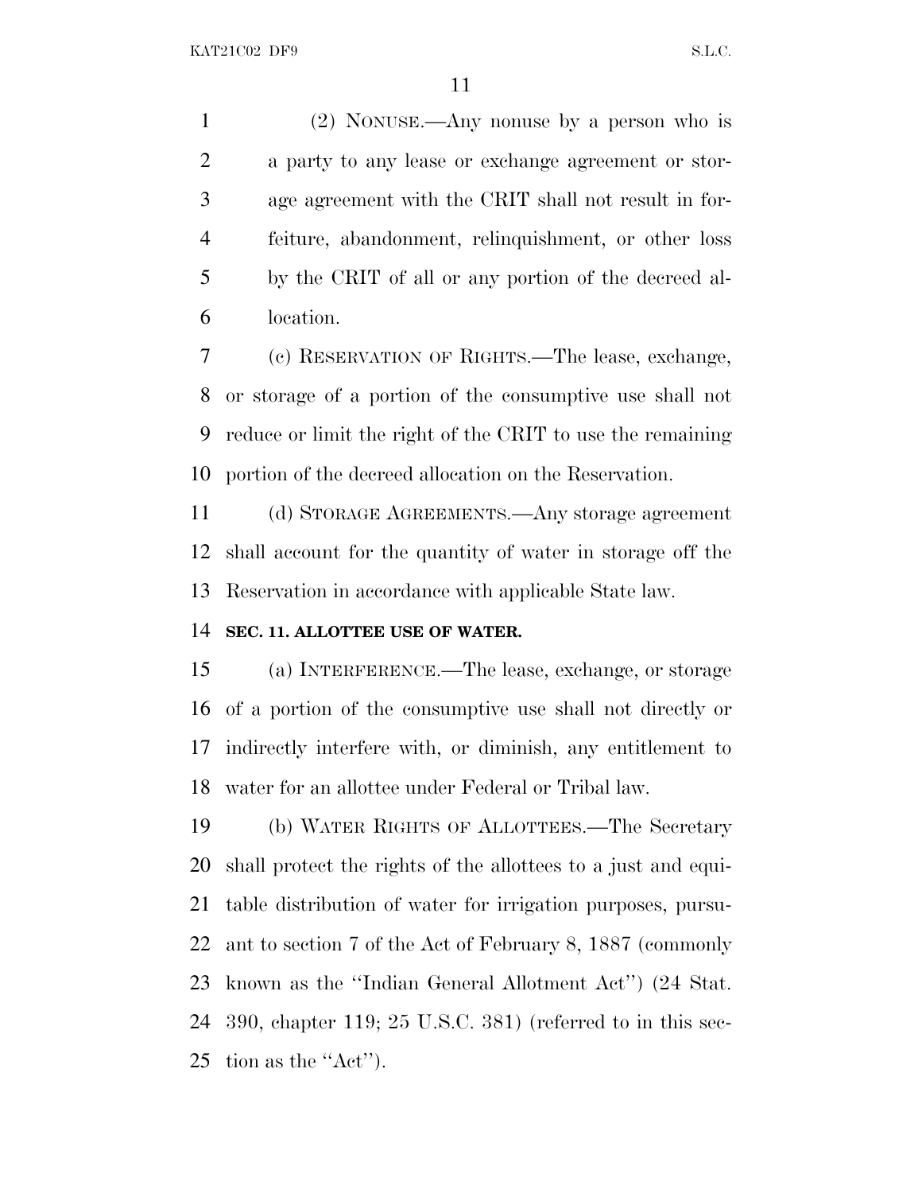(2) NONUSE.—Any nonuse by a person who is a party to any lease or exchange agreement or storage agreement with the CRIT shall not result in forfeiture, abandonment, relinquishment, or other loss by the CRIT of all or any portion of the decreed allocation.

(c) RESERVATION OF RIGHTS.—The lease, exchange, or storage of a portion of the consumptive use shall not reduce or limit the right of the CRIT to use the remaining portion of the decreed allocation on the Reservation.

(d) STORAGE AGREEMENTS.—Any storage agreement shall account for the quantity of water in storage off the Reservation in accordance with applicable State law.

**SEC. 11. ALLOTTEE USE OF WATER.**

(a) INTERFERENCE.—The lease, exchange, or storage of a portion of the consumptive use shall not directly or indirectly interfere with, or diminish, any entitlement to water for an allottee under Federal or Tribal law.

(b) WATER RIGHTS OF ALLOTTEES.—The Secretary shall protect the rights of the allottees to a just and equitable distribution of water for irrigation purposes, pursuant to section 7 of the Act of February 8, 1887 (commonly known as the "Indian General Allotment Act") (24 Stat. 390, chapter 119; 25 U.S.C. 381) (referred to in this section as the "Act").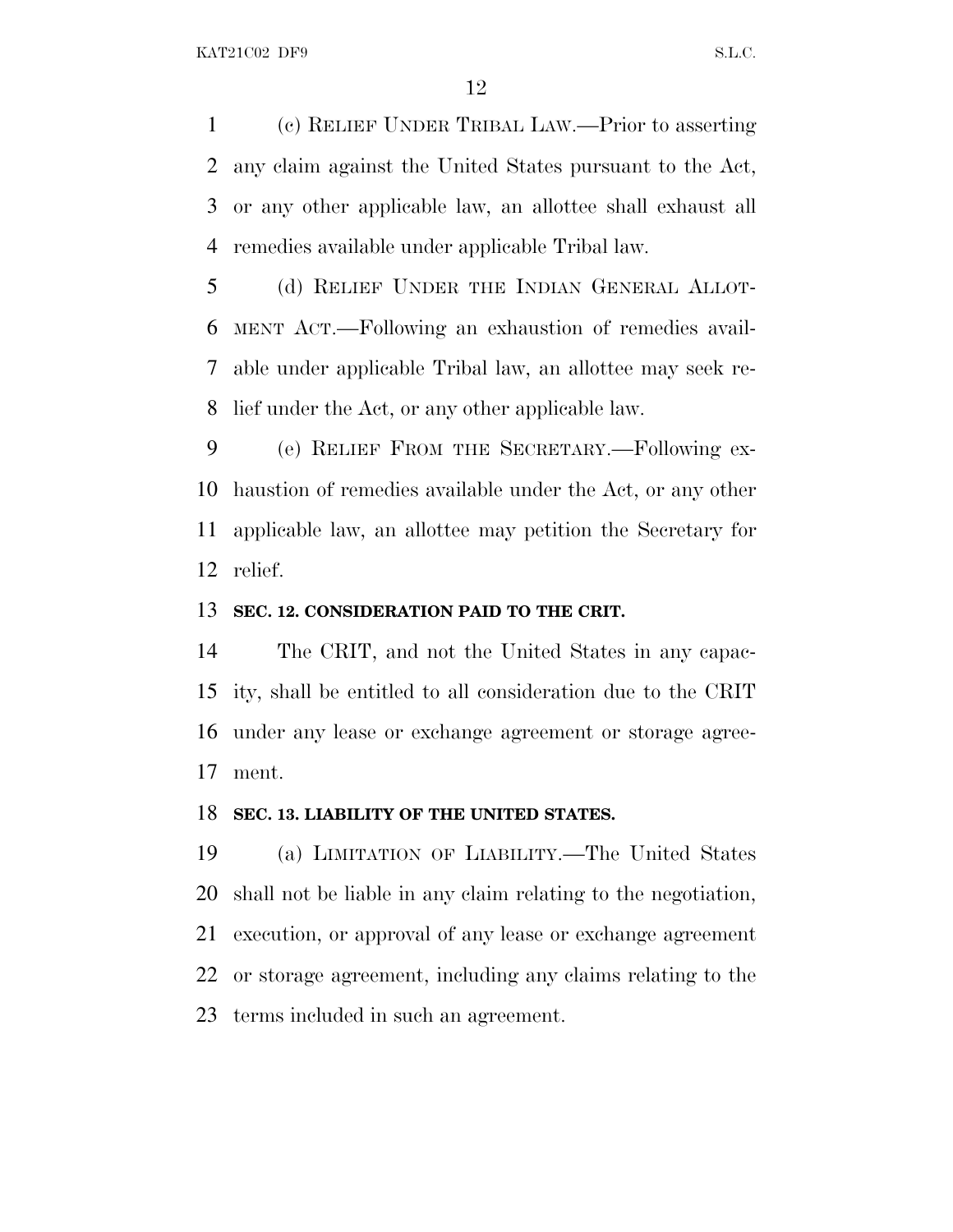(c) RELIEF UNDER TRIBAL LAW.—Prior to asserting any claim against the United States pursuant to the Act, or any other applicable law, an allottee shall exhaust all remedies available under applicable Tribal law.

(d) RELIEF UNDER THE INDIAN GENERAL ALLOTMENT ACT.—Following an exhaustion of remedies available under applicable Tribal law, an allottee may seek relief under the Act, or any other applicable law.

(e) RELIEF FROM THE SECRETARY.—Following exhaustion of remedies available under the Act, or any other applicable law, an allottee may petition the Secretary for relief.

**SEC. 12. CONSIDERATION PAID TO THE CRIT.**

The CRIT, and not the United States in any capacity, shall be entitled to all consideration due to the CRIT under any lease or exchange agreement or storage agreement.

**SEC. 13. LIABILITY OF THE UNITED STATES.**

(a) LIMITATION OF LIABILITY.—The United States shall not be liable in any claim relating to the negotiation, execution, or approval of any lease or exchange agreement or storage agreement, including any claims relating to the terms included in such an agreement.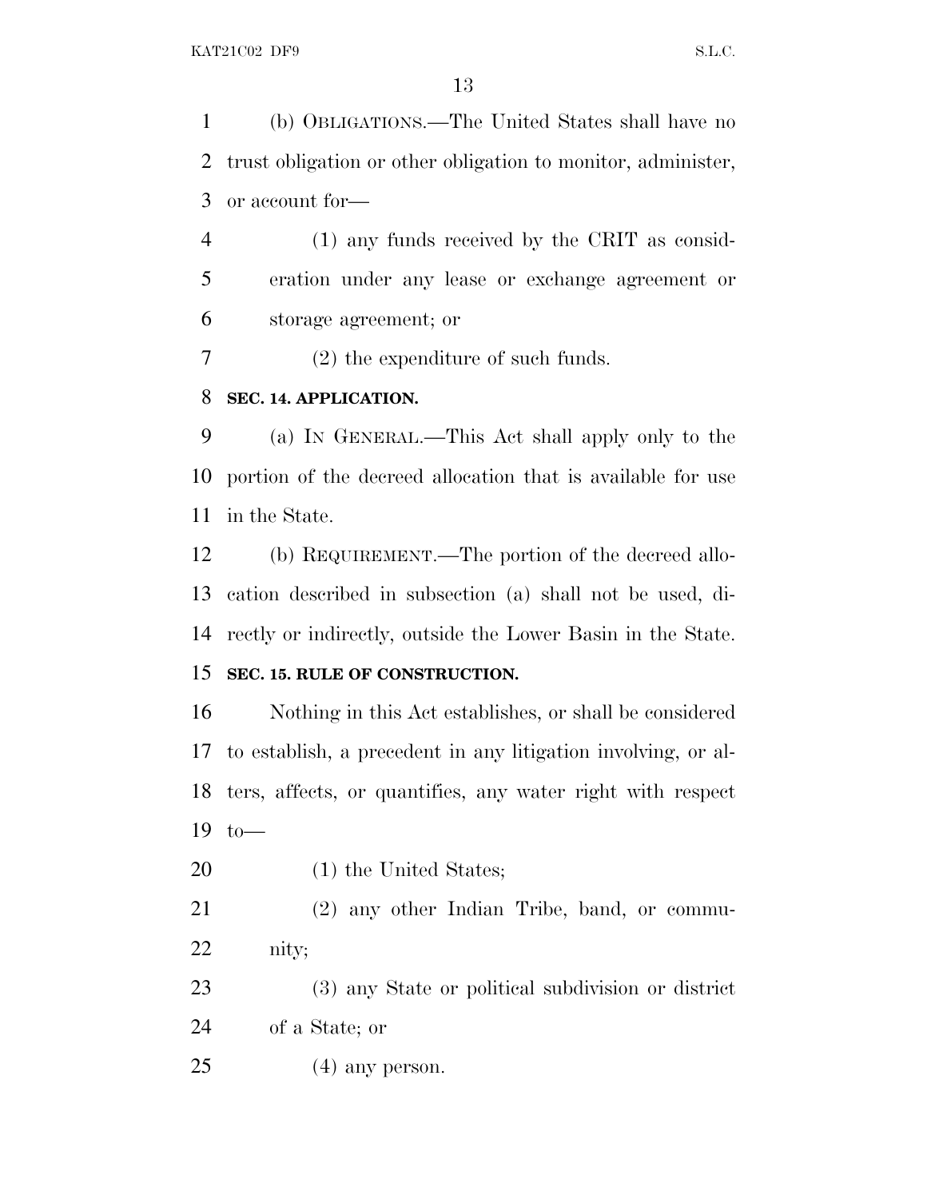(b) OBLIGATIONS.—The United States shall have no trust obligation or other obligation to monitor, administer, or account for—

(1) any funds received by the CRIT as consideration under any lease or exchange agreement or storage agreement; or

(2) the expenditure of such funds.

**SEC. 14. APPLICATION.**

(a) IN GENERAL.—This Act shall apply only to the portion of the decreed allocation that is available for use in the State.

(b) REQUIREMENT.—The portion of the decreed allocation described in subsection (a) shall not be used, directly or indirectly, outside the Lower Basin in the State.

**SEC. 15. RULE OF CONSTRUCTION.**

Nothing in this Act establishes, or shall be considered to establish, a precedent in any litigation involving, or alters, affects, or quantifies, any water right with respect to—

(1) the United States;

(2) any other Indian Tribe, band, or community;

(3) any State or political subdivision or district of a State; or

(4) any person.